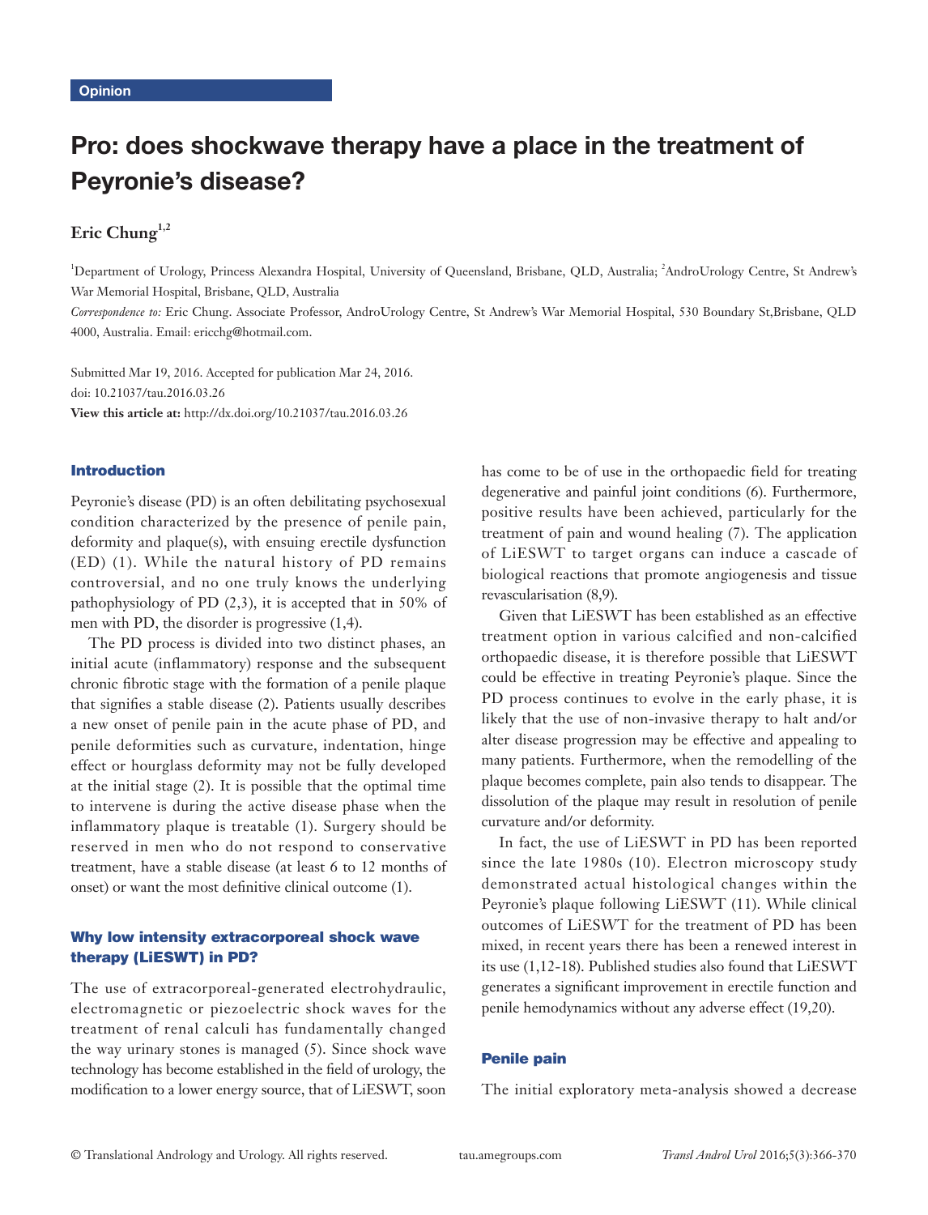Opinion

# Pro: does shockwave therapy have a place in the treatment of Peyronie's disease?

**Eric Chung**[1,2]

[1]Department of Urology, Princess Alexandra Hospital, University of Queensland, Brisbane, QLD, Australia; [2]AndroUrology Centre, St Andrew's War Memorial Hospital, Brisbane, QLD, Australia

*Correspondence to:* Eric Chung. Associate Professor, AndroUrology Centre, St Andrew's War Memorial Hospital, 530 Boundary St,Brisbane, QLD 4000, Australia. Email: ericchg@hotmail.com.

Submitted Mar 19, 2016. Accepted for publication Mar 24, 2016.
doi: 10.21037/tau.2016.03.26
**View this article at:** http://dx.doi.org/10.21037/tau.2016.03.26

## Introduction

Peyronie's disease (PD) is an often debilitating psychosexual condition characterized by the presence of penile pain, deformity and plaque(s), with ensuing erectile dysfunction (ED) (1). While the natural history of PD remains controversial, and no one truly knows the underlying pathophysiology of PD (2,3), it is accepted that in 50% of men with PD, the disorder is progressive (1,4).

The PD process is divided into two distinct phases, an initial acute (inflammatory) response and the subsequent chronic fibrotic stage with the formation of a penile plaque that signifies a stable disease (2). Patients usually describes a new onset of penile pain in the acute phase of PD, and penile deformities such as curvature, indentation, hinge effect or hourglass deformity may not be fully developed at the initial stage (2). It is possible that the optimal time to intervene is during the active disease phase when the inflammatory plaque is treatable (1). Surgery should be reserved in men who do not respond to conservative treatment, have a stable disease (at least 6 to 12 months of onset) or want the most definitive clinical outcome (1).

## Why low intensity extracorporeal shock wave therapy (LiESWT) in PD?

The use of extracorporeal-generated electrohydraulic, electromagnetic or piezoelectric shock waves for the treatment of renal calculi has fundamentally changed the way urinary stones is managed (5). Since shock wave technology has become established in the field of urology, the modification to a lower energy source, that of LiESWT, soon has come to be of use in the orthopaedic field for treating degenerative and painful joint conditions (6). Furthermore, positive results have been achieved, particularly for the treatment of pain and wound healing (7). The application of LiESWT to target organs can induce a cascade of biological reactions that promote angiogenesis and tissue revascularisation (8,9).

Given that LiESWT has been established as an effective treatment option in various calcified and non-calcified orthopaedic disease, it is therefore possible that LiESWT could be effective in treating Peyronie's plaque. Since the PD process continues to evolve in the early phase, it is likely that the use of non-invasive therapy to halt and/or alter disease progression may be effective and appealing to many patients. Furthermore, when the remodelling of the plaque becomes complete, pain also tends to disappear. The dissolution of the plaque may result in resolution of penile curvature and/or deformity.

In fact, the use of LiESWT in PD has been reported since the late 1980s (10). Electron microscopy study demonstrated actual histological changes within the Peyronie's plaque following LiESWT (11). While clinical outcomes of LiESWT for the treatment of PD has been mixed, in recent years there has been a renewed interest in its use (1,12-18). Published studies also found that LiESWT generates a significant improvement in erectile function and penile hemodynamics without any adverse effect (19,20).

## Penile pain

The initial exploratory meta-analysis showed a decrease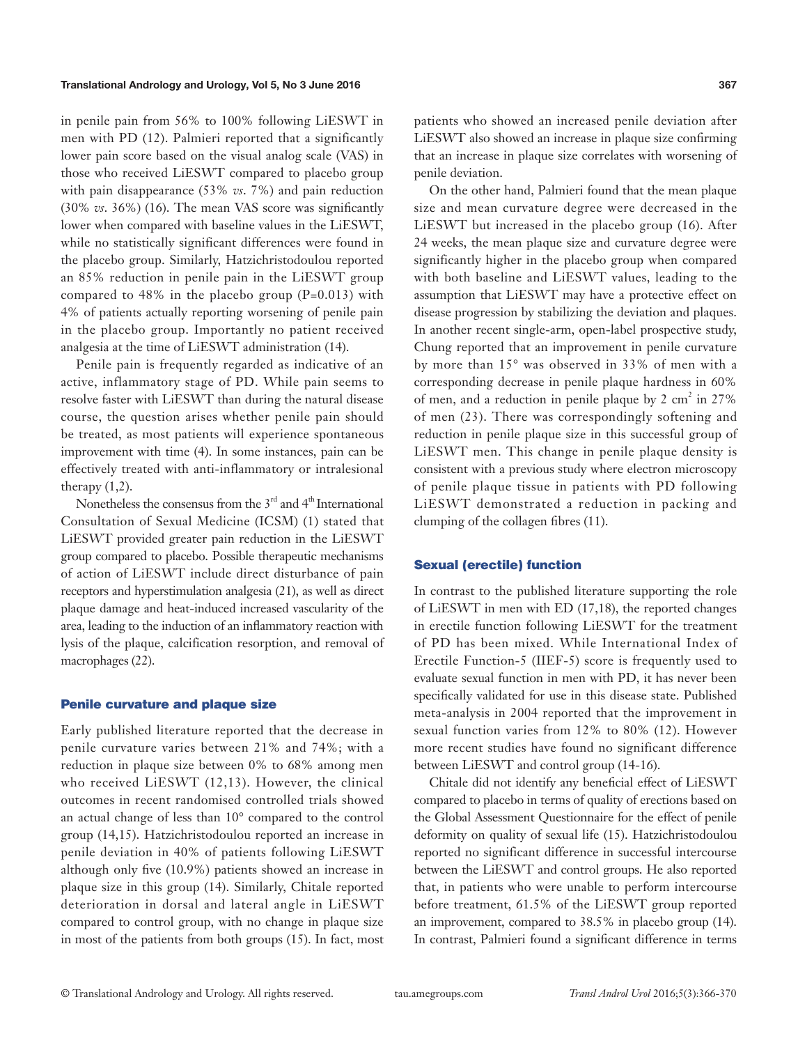in penile pain from 56% to 100% following LiESWT in men with PD (12). Palmieri reported that a significantly lower pain score based on the visual analog scale (VAS) in those who received LiESWT compared to placebo group with pain disappearance (53% *vs*. 7%) and pain reduction (30% *vs*. 36%) (16). The mean VAS score was significantly lower when compared with baseline values in the LiESWT, while no statistically significant differences were found in the placebo group. Similarly, Hatzichristodoulou reported an 85% reduction in penile pain in the LiESWT group compared to 48% in the placebo group (P=0.013) with 4% of patients actually reporting worsening of penile pain in the placebo group. Importantly no patient received analgesia at the time of LiESWT administration (14).

Penile pain is frequently regarded as indicative of an active, inflammatory stage of PD. While pain seems to resolve faster with LiESWT than during the natural disease course, the question arises whether penile pain should be treated, as most patients will experience spontaneous improvement with time (4). In some instances, pain can be effectively treated with anti-inflammatory or intralesional therapy (1,2).

Nonetheless the consensus from the 3rd and 4th International Consultation of Sexual Medicine (ICSM) (1) stated that LiESWT provided greater pain reduction in the LiESWT group compared to placebo. Possible therapeutic mechanisms of action of LiESWT include direct disturbance of pain receptors and hyperstimulation analgesia (21), as well as direct plaque damage and heat-induced increased vascularity of the area, leading to the induction of an inflammatory reaction with lysis of the plaque, calcification resorption, and removal of macrophages (22).

### Penile curvature and plaque size

Early published literature reported that the decrease in penile curvature varies between 21% and 74%; with a reduction in plaque size between 0% to 68% among men who received LiESWT (12,13). However, the clinical outcomes in recent randomised controlled trials showed an actual change of less than 10° compared to the control group (14,15). Hatzichristodoulou reported an increase in penile deviation in 40% of patients following LiESWT although only five (10.9%) patients showed an increase in plaque size in this group (14). Similarly, Chitale reported deterioration in dorsal and lateral angle in LiESWT compared to control group, with no change in plaque size in most of the patients from both groups (15). In fact, most patients who showed an increased penile deviation after LiESWT also showed an increase in plaque size confirming that an increase in plaque size correlates with worsening of penile deviation.

On the other hand, Palmieri found that the mean plaque size and mean curvature degree were decreased in the LiESWT but increased in the placebo group (16). After 24 weeks, the mean plaque size and curvature degree were significantly higher in the placebo group when compared with both baseline and LiESWT values, leading to the assumption that LiESWT may have a protective effect on disease progression by stabilizing the deviation and plaques. In another recent single-arm, open-label prospective study, Chung reported that an improvement in penile curvature by more than 15° was observed in 33% of men with a corresponding decrease in penile plaque hardness in 60% of men, and a reduction in penile plaque by 2 $cm^2$ in 27% of men (23). There was correspondingly softening and reduction in penile plaque size in this successful group of LiESWT men. This change in penile plaque density is consistent with a previous study where electron microscopy of penile plaque tissue in patients with PD following LiESWT demonstrated a reduction in packing and clumping of the collagen fibres (11).

### Sexual (erectile) function

In contrast to the published literature supporting the role of LiESWT in men with ED (17,18), the reported changes in erectile function following LiESWT for the treatment of PD has been mixed. While International Index of Erectile Function-5 (IIEF-5) score is frequently used to evaluate sexual function in men with PD, it has never been specifically validated for use in this disease state. Published meta-analysis in 2004 reported that the improvement in sexual function varies from 12% to 80% (12). However more recent studies have found no significant difference between LiESWT and control group (14-16).

Chitale did not identify any beneficial effect of LiESWT compared to placebo in terms of quality of erections based on the Global Assessment Questionnaire for the effect of penile deformity on quality of sexual life (15). Hatzichristodoulou reported no significant difference in successful intercourse between the LiESWT and control groups. He also reported that, in patients who were unable to perform intercourse before treatment, 61.5% of the LiESWT group reported an improvement, compared to 38.5% in placebo group (14). In contrast, Palmieri found a significant difference in terms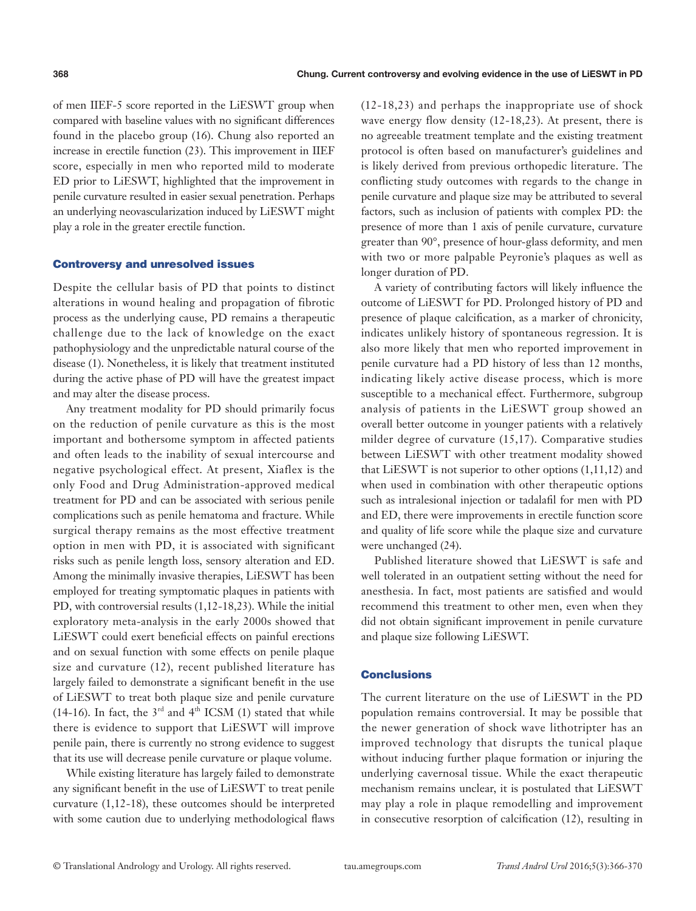of men IIEF-5 score reported in the LiESWT group when compared with baseline values with no significant differences found in the placebo group (16). Chung also reported an increase in erectile function (23). This improvement in IIEF score, especially in men who reported mild to moderate ED prior to LiESWT, highlighted that the improvement in penile curvature resulted in easier sexual penetration. Perhaps an underlying neovascularization induced by LiESWT might play a role in the greater erectile function.

## Controversy and unresolved issues

Despite the cellular basis of PD that points to distinct alterations in wound healing and propagation of fibrotic process as the underlying cause, PD remains a therapeutic challenge due to the lack of knowledge on the exact pathophysiology and the unpredictable natural course of the disease (1). Nonetheless, it is likely that treatment instituted during the active phase of PD will have the greatest impact and may alter the disease process.

Any treatment modality for PD should primarily focus on the reduction of penile curvature as this is the most important and bothersome symptom in affected patients and often leads to the inability of sexual intercourse and negative psychological effect. At present, Xiaflex is the only Food and Drug Administration-approved medical treatment for PD and can be associated with serious penile complications such as penile hematoma and fracture. While surgical therapy remains as the most effective treatment option in men with PD, it is associated with significant risks such as penile length loss, sensory alteration and ED. Among the minimally invasive therapies, LiESWT has been employed for treating symptomatic plaques in patients with PD, with controversial results (1,12-18,23). While the initial exploratory meta-analysis in the early 2000s showed that LiESWT could exert beneficial effects on painful erections and on sexual function with some effects on penile plaque size and curvature (12), recent published literature has largely failed to demonstrate a significant benefit in the use of LiESWT to treat both plaque size and penile curvature (14-16). In fact, the 3rd and 4th ICSM (1) stated that while there is evidence to support that LiESWT will improve penile pain, there is currently no strong evidence to suggest that its use will decrease penile curvature or plaque volume.

While existing literature has largely failed to demonstrate any significant benefit in the use of LiESWT to treat penile curvature (1,12-18), these outcomes should be interpreted with some caution due to underlying methodological flaws (12-18,23) and perhaps the inappropriate use of shock wave energy flow density (12-18,23). At present, there is no agreeable treatment template and the existing treatment protocol is often based on manufacturer's guidelines and is likely derived from previous orthopedic literature. The conflicting study outcomes with regards to the change in penile curvature and plaque size may be attributed to several factors, such as inclusion of patients with complex PD: the presence of more than 1 axis of penile curvature, curvature greater than 90°, presence of hour-glass deformity, and men with two or more palpable Peyronie's plaques as well as longer duration of PD.

A variety of contributing factors will likely influence the outcome of LiESWT for PD. Prolonged history of PD and presence of plaque calcification, as a marker of chronicity, indicates unlikely history of spontaneous regression. It is also more likely that men who reported improvement in penile curvature had a PD history of less than 12 months, indicating likely active disease process, which is more susceptible to a mechanical effect. Furthermore, subgroup analysis of patients in the LiESWT group showed an overall better outcome in younger patients with a relatively milder degree of curvature (15,17). Comparative studies between LiESWT with other treatment modality showed that LiESWT is not superior to other options (1,11,12) and when used in combination with other therapeutic options such as intralesional injection or tadalafil for men with PD and ED, there were improvements in erectile function score and quality of life score while the plaque size and curvature were unchanged (24).

Published literature showed that LiESWT is safe and well tolerated in an outpatient setting without the need for anesthesia. In fact, most patients are satisfied and would recommend this treatment to other men, even when they did not obtain significant improvement in penile curvature and plaque size following LiESWT.

## Conclusions

The current literature on the use of LiESWT in the PD population remains controversial. It may be possible that the newer generation of shock wave lithotripter has an improved technology that disrupts the tunical plaque without inducing further plaque formation or injuring the underlying cavernosal tissue. While the exact therapeutic mechanism remains unclear, it is postulated that LiESWT may play a role in plaque remodelling and improvement in consecutive resorption of calcification (12), resulting in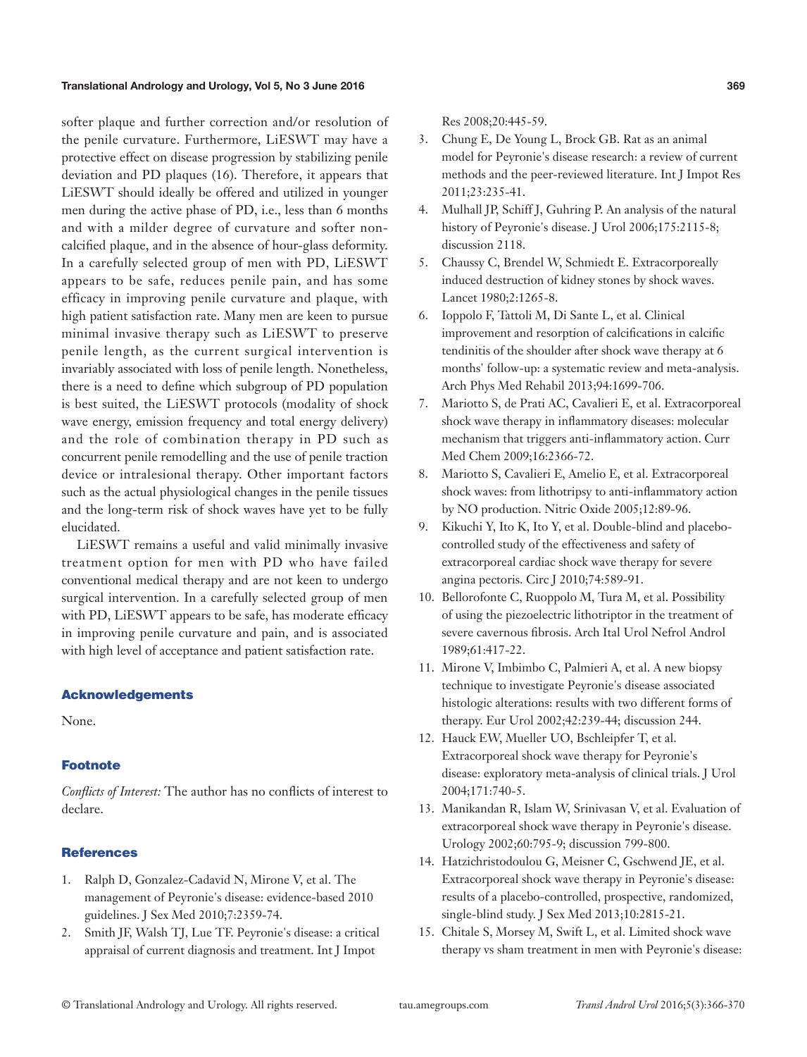softer plaque and further correction and/or resolution of the penile curvature. Furthermore, LiESWT may have a protective effect on disease progression by stabilizing penile deviation and PD plaques (16). Therefore, it appears that LiESWT should ideally be offered and utilized in younger men during the active phase of PD, i.e., less than 6 months and with a milder degree of curvature and softer non-calcified plaque, and in the absence of hour-glass deformity. In a carefully selected group of men with PD, LiESWT appears to be safe, reduces penile pain, and has some efficacy in improving penile curvature and plaque, with high patient satisfaction rate. Many men are keen to pursue minimal invasive therapy such as LiESWT to preserve penile length, as the current surgical intervention is invariably associated with loss of penile length. Nonetheless, there is a need to define which subgroup of PD population is best suited, the LiESWT protocols (modality of shock wave energy, emission frequency and total energy delivery) and the role of combination therapy in PD such as concurrent penile remodelling and the use of penile traction device or intralesional therapy. Other important factors such as the actual physiological changes in the penile tissues and the long-term risk of shock waves have yet to be fully elucidated.

LiESWT remains a useful and valid minimally invasive treatment option for men with PD who have failed conventional medical therapy and are not keen to undergo surgical intervention. In a carefully selected group of men with PD, LiESWT appears to be safe, has moderate efficacy in improving penile curvature and pain, and is associated with high level of acceptance and patient satisfaction rate.

## Acknowledgements

None.

## Footnote

*Conflicts of Interest:* The author has no conflicts of interest to declare.

## References

1. Ralph D, Gonzalez-Cadavid N, Mirone V, et al. The management of Peyronie's disease: evidence-based 2010 guidelines. J Sex Med 2010;7:2359-74.
2. Smith JF, Walsh TJ, Lue TF. Peyronie's disease: a critical appraisal of current diagnosis and treatment. Int J Impot Res 2008;20:445-59.
3. Chung E, De Young L, Brock GB. Rat as an animal model for Peyronie's disease research: a review of current methods and the peer-reviewed literature. Int J Impot Res 2011;23:235-41.
4. Mulhall JP, Schiff J, Guhring P. An analysis of the natural history of Peyronie's disease. J Urol 2006;175:2115-8; discussion 2118.
5. Chaussy C, Brendel W, Schmiedt E. Extracorporeally induced destruction of kidney stones by shock waves. Lancet 1980;2:1265-8.
6. Ioppolo F, Tattoli M, Di Sante L, et al. Clinical improvement and resorption of calcifications in calcific tendinitis of the shoulder after shock wave therapy at 6 months' follow-up: a systematic review and meta-analysis. Arch Phys Med Rehabil 2013;94:1699-706.
7. Mariotto S, de Prati AC, Cavalieri E, et al. Extracorporeal shock wave therapy in inflammatory diseases: molecular mechanism that triggers anti-inflammatory action. Curr Med Chem 2009;16:2366-72.
8. Mariotto S, Cavalieri E, Amelio E, et al. Extracorporeal shock waves: from lithotripsy to anti-inflammatory action by NO production. Nitric Oxide 2005;12:89-96.
9. Kikuchi Y, Ito K, Ito Y, et al. Double-blind and placebo-controlled study of the effectiveness and safety of extracorporeal cardiac shock wave therapy for severe angina pectoris. Circ J 2010;74:589-91.
10. Bellorofonte C, Ruoppolo M, Tura M, et al. Possibility of using the piezoelectric lithotriptor in the treatment of severe cavernous fibrosis. Arch Ital Urol Nefrol Androl 1989;61:417-22.
11. Mirone V, Imbimbo C, Palmieri A, et al. A new biopsy technique to investigate Peyronie's disease associated histologic alterations: results with two different forms of therapy. Eur Urol 2002;42:239-44; discussion 244.
12. Hauck EW, Mueller UO, Bschleipfer T, et al. Extracorporeal shock wave therapy for Peyronie's disease: exploratory meta-analysis of clinical trials. J Urol 2004;171:740-5.
13. Manikandan R, Islam W, Srinivasan V, et al. Evaluation of extracorporeal shock wave therapy in Peyronie's disease. Urology 2002;60:795-9; discussion 799-800.
14. Hatzichristodoulou G, Meisner C, Gschwend JE, et al. Extracorporeal shock wave therapy in Peyronie's disease: results of a placebo-controlled, prospective, randomized, single-blind study. J Sex Med 2013;10:2815-21.
15. Chitale S, Morsey M, Swift L, et al. Limited shock wave therapy vs sham treatment in men with Peyronie's disease: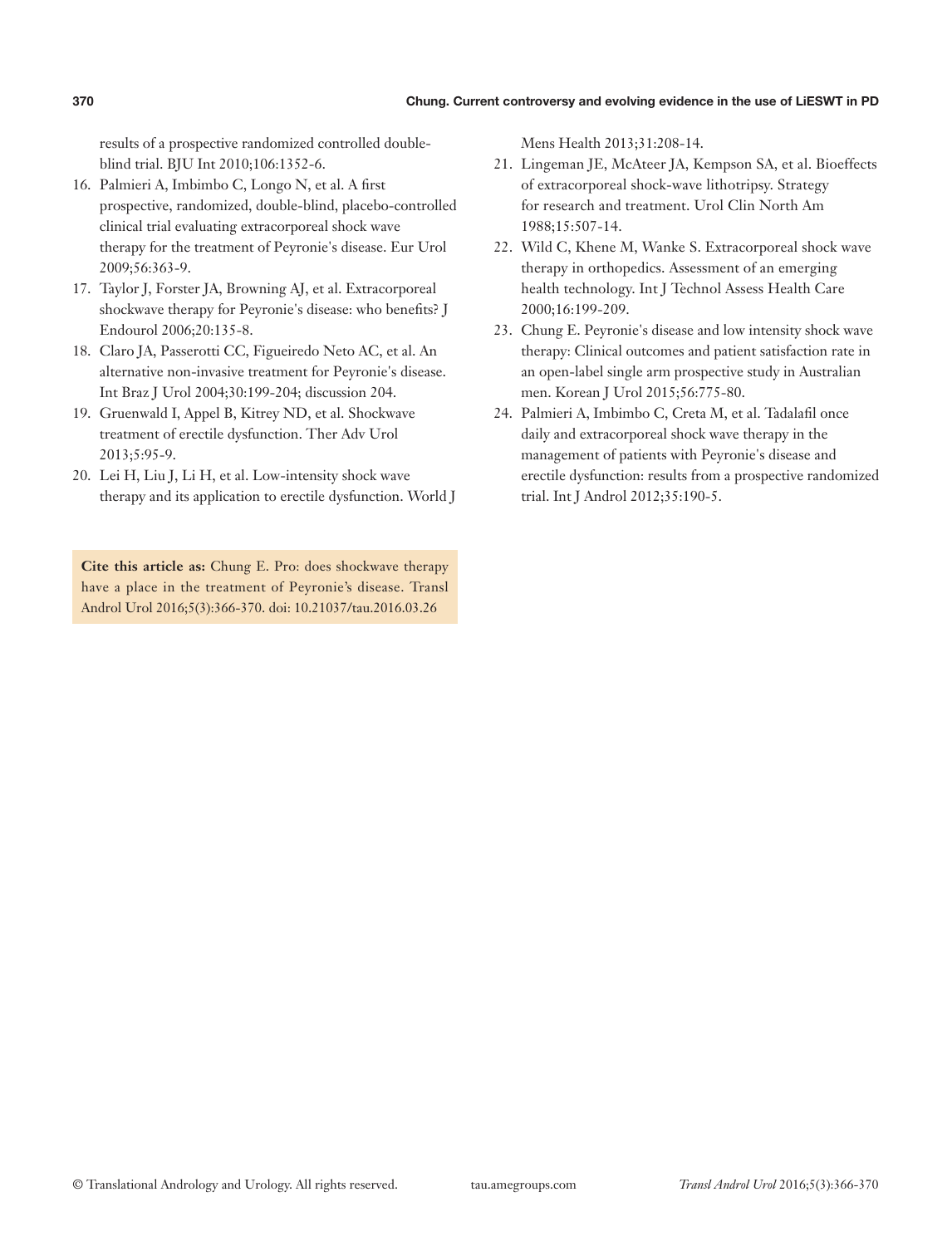results of a prospective randomized controlled double-blind trial. BJU Int 2010;106:1352-6.

16. Palmieri A, Imbimbo C, Longo N, et al. A first prospective, randomized, double-blind, placebo-controlled clinical trial evaluating extracorporeal shock wave therapy for the treatment of Peyronie's disease. Eur Urol 2009;56:363-9.
17. Taylor J, Forster JA, Browning AJ, et al. Extracorporeal shockwave therapy for Peyronie's disease: who benefits? J Endourol 2006;20:135-8.
18. Claro JA, Passerotti CC, Figueiredo Neto AC, et al. An alternative non-invasive treatment for Peyronie's disease. Int Braz J Urol 2004;30:199-204; discussion 204.
19. Gruenwald I, Appel B, Kitrey ND, et al. Shockwave treatment of erectile dysfunction. Ther Adv Urol 2013;5:95-9.
20. Lei H, Liu J, Li H, et al. Low-intensity shock wave therapy and its application to erectile dysfunction. World J Mens Health 2013;31:208-14.
21. Lingeman JE, McAteer JA, Kempson SA, et al. Bioeffects of extracorporeal shock-wave lithotripsy. Strategy for research and treatment. Urol Clin North Am 1988;15:507-14.
22. Wild C, Khene M, Wanke S. Extracorporeal shock wave therapy in orthopedics. Assessment of an emerging health technology. Int J Technol Assess Health Care 2000;16:199-209.
23. Chung E. Peyronie's disease and low intensity shock wave therapy: Clinical outcomes and patient satisfaction rate in an open-label single arm prospective study in Australian men. Korean J Urol 2015;56:775-80.
24. Palmieri A, Imbimbo C, Creta M, et al. Tadalafil once daily and extracorporeal shock wave therapy in the management of patients with Peyronie's disease and erectile dysfunction: results from a prospective randomized trial. Int J Androl 2012;35:190-5.

**Cite this article as:** Chung E. Pro: does shockwave therapy have a place in the treatment of Peyronie's disease. Transl Androl Urol 2016;5(3):366-370. doi: 10.21037/tau.2016.03.26